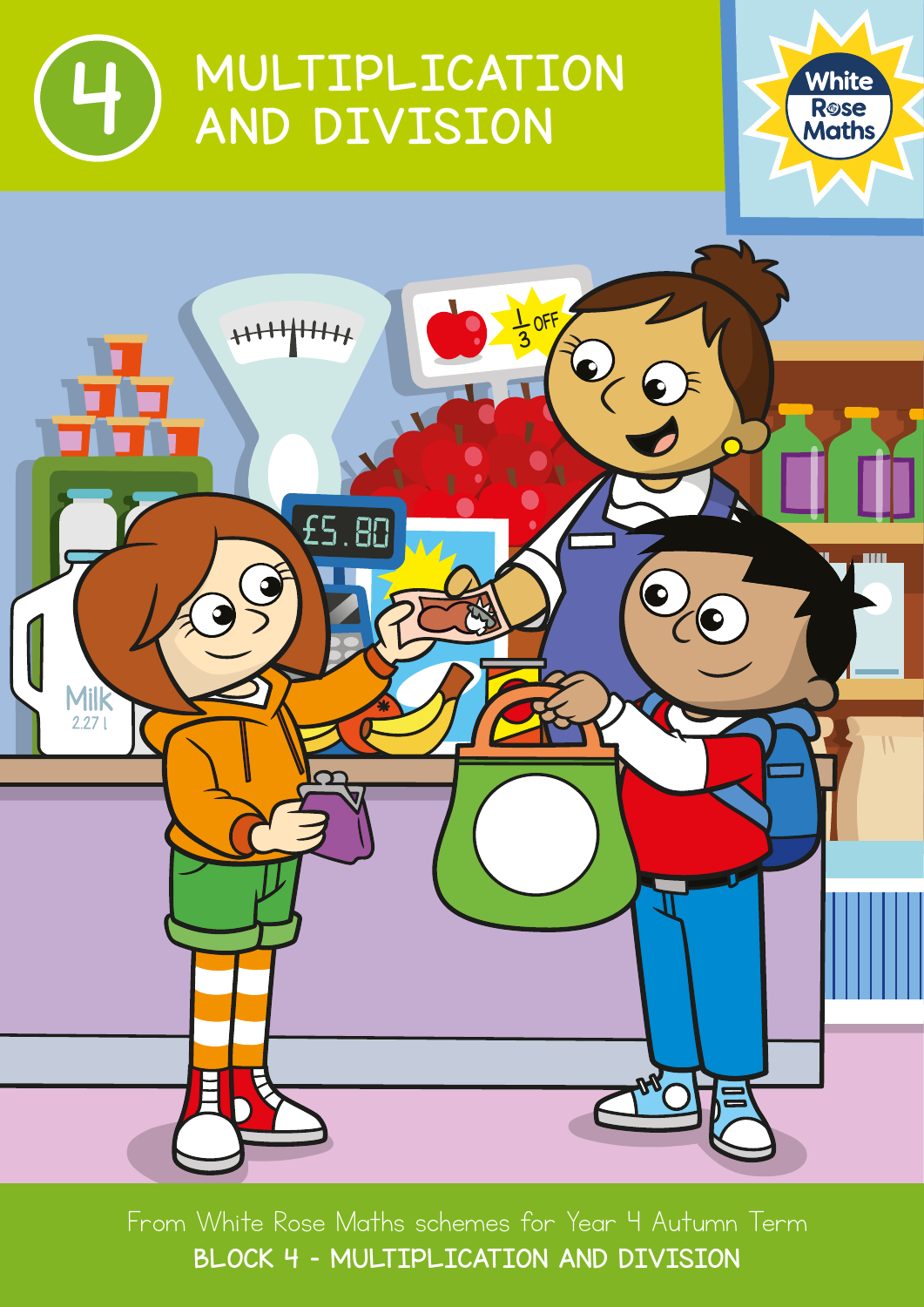# 4 MULTIPLICATION AND DIVISION

White Rose Maths

From White Rose Maths schemes for Year 4 Autumn Term

**BLOCK 4 - MULTIPLICATION AND DIVISION**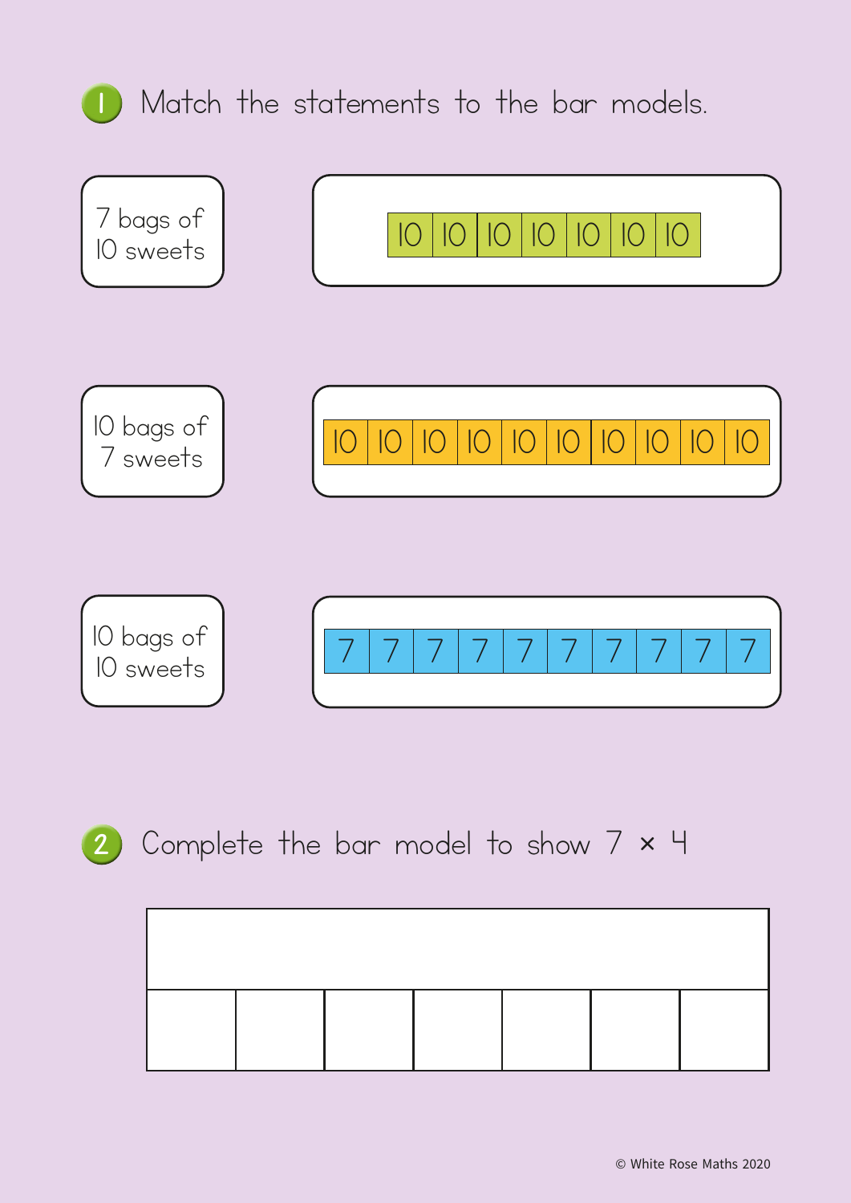1. Match the statements to the bar models.

| |
|---|
| 7 bags of 10 sweets |
| 10 bags of 7 sweets |
| 10 bags of 10 sweets |

| | | | | | | | | | |
|---|---|---|---|---|---|---|---|---|---|
| 10 | 10 | 10 | 10 | 10 | 10 | 10 | | | |

| | | | | | | | | | |
|---|---|---|---|---|---|---|---|---|---|
| 10 | 10 | 10 | 10 | 10 | 10 | 10 | 10 | 10 | 10 |

| | | | | | | | | | |
|---|---|---|---|---|---|---|---|---|---|
| 7 | 7 | 7 | 7 | 7 | 7 | 7 | 7 | 7 | 7 |

2. Complete the bar model to show $7 \times 4$

| | | | | | | |
|---|---|---|---|---|---|---|
| | | | | | | |
| | | | | | | |

© White Rose Maths 2020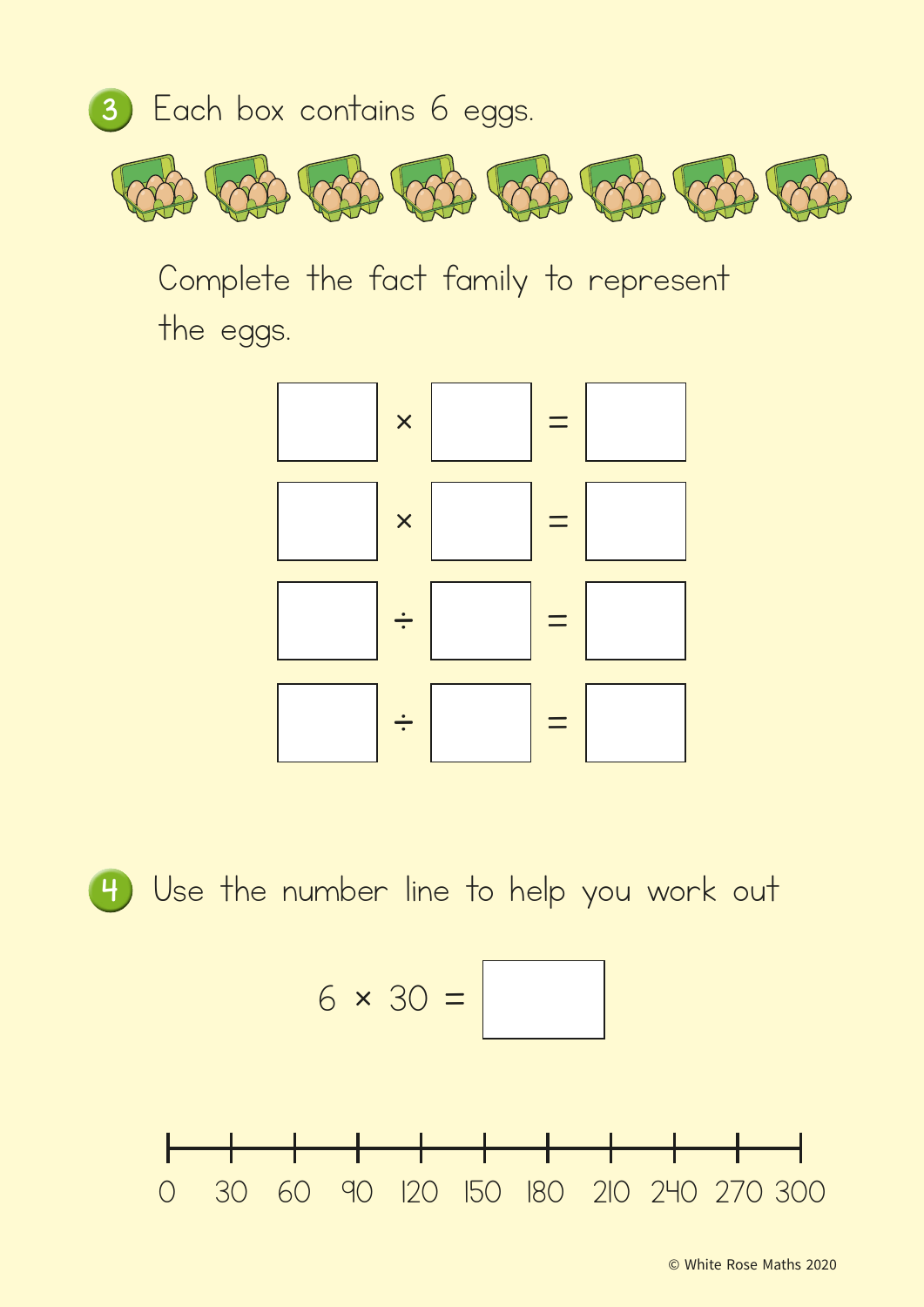3. Each box contains 6 eggs.

Complete the fact family to represent the eggs.

$\square \times \square = \square$

$\square \times \square = \square$

$\square \div \square = \square$

$\square \div \square = \square$

4. Use the number line to help you work out

$6 \times 30 = \square$

0 30 60 90 120 150 180 210 240 270 300

© White Rose Maths 2020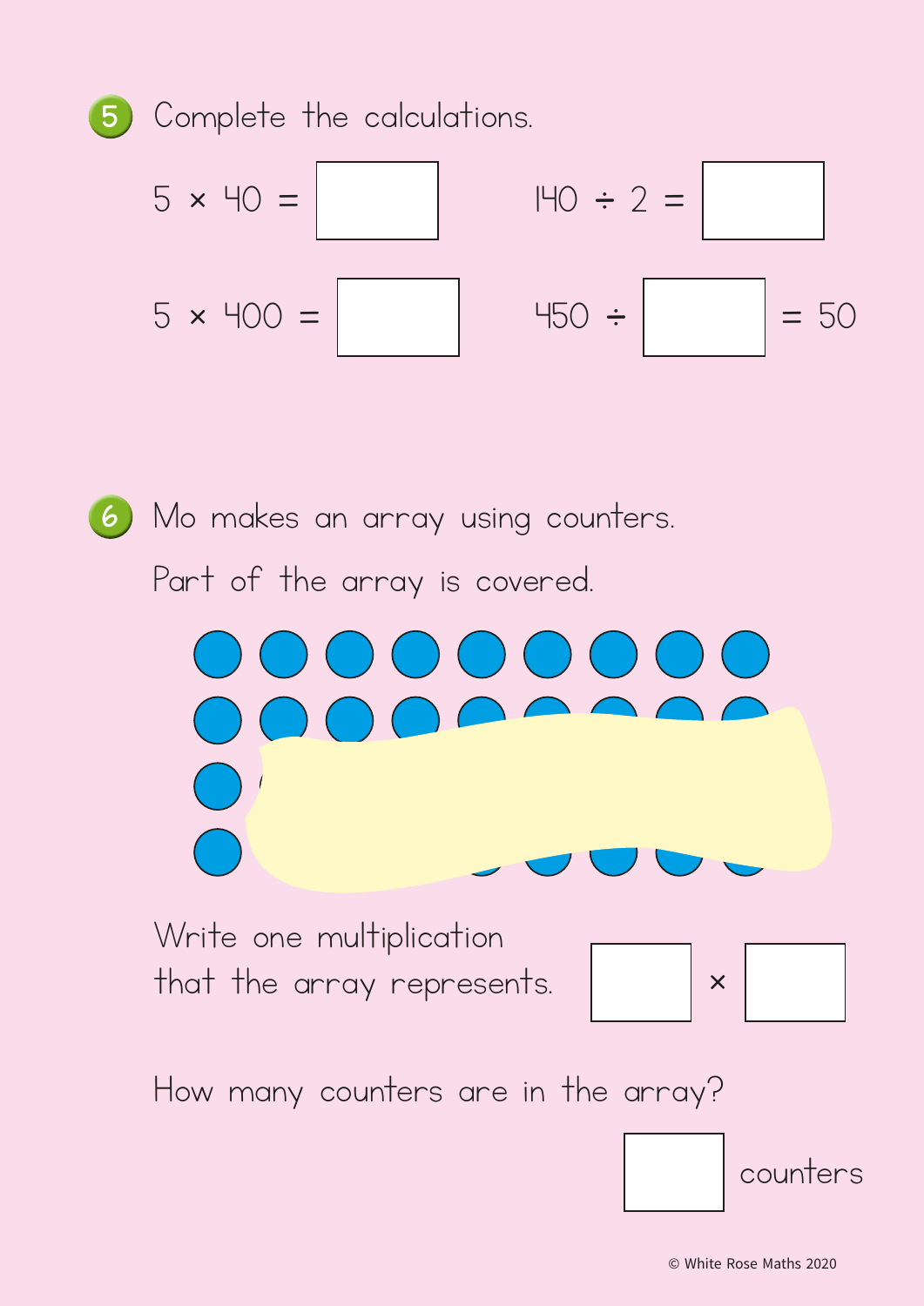**5** Complete the calculations.

$5 \times 40 = \square$

$140 \div 2 = \square$

$5 \times 400 = \square$

$450 \div \square = 50$

**6** Mo makes an array using counters.

Part of the array is covered.

Write one multiplication that the array represents. $\square \times \square$

How many counters are in the array?

$\square$ counters

© White Rose Maths 2020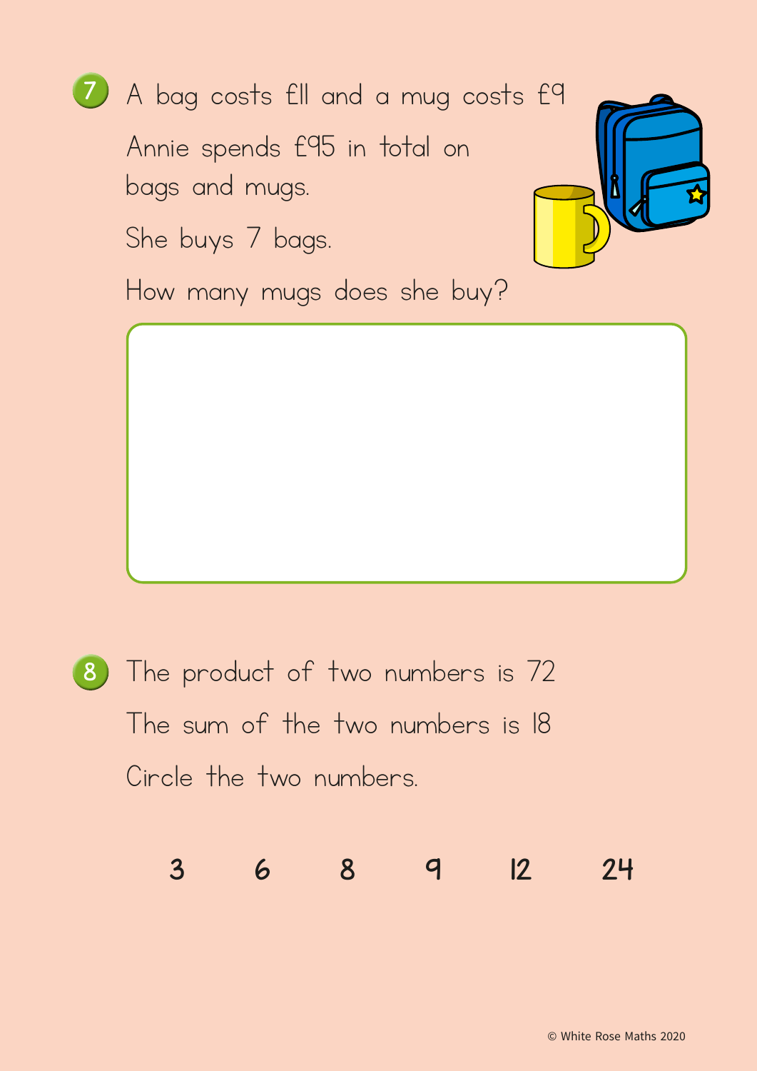7. A bag costs £11 and a mug costs £9

Annie spends £95 in total on bags and mugs.

She buys 7 bags.

How many mugs does she buy?

8. The product of two numbers is 72

The sum of the two numbers is 18

Circle the two numbers.

3 6 8 9 12 24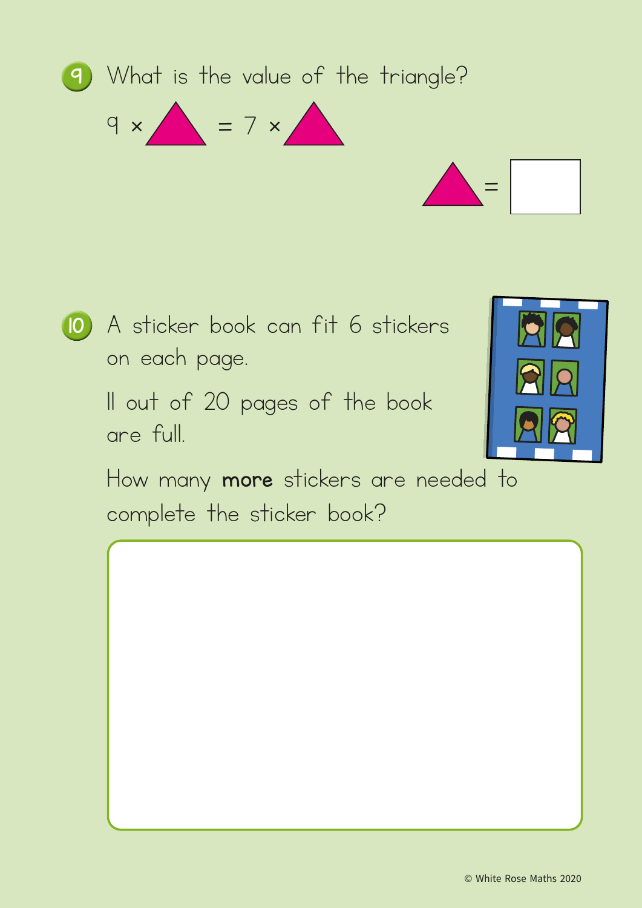9. What is the value of the triangle?

$9 \times \triangle = 7 \times \triangle$

$\triangle =$ ☐

10. A sticker book can fit 6 stickers on each page.

11 out of 20 pages of the book are full.

How many **more** stickers are needed to complete the sticker book?

© White Rose Maths 2020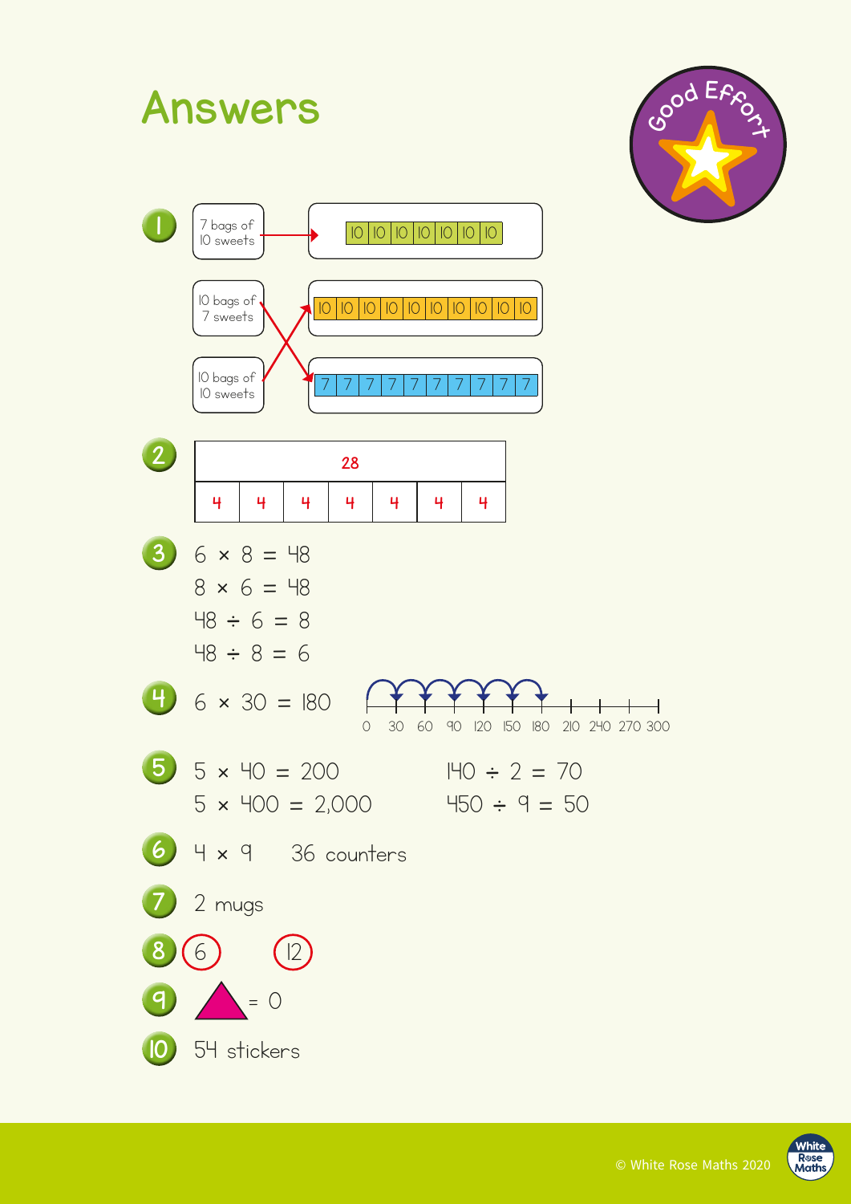# Answers

Good Effort

**1**

7 bags of 10 sweets → | 10 | 10 | 10 | 10 | 10 | 10 | 10 |

10 bags of 7 sweets → | 7 | 7 | 7 | 7 | 7 | 7 | 7 | 7 | 7 | 7 |

10 bags of 10 sweets → | 10 | 10 | 10 | 10 | 10 | 10 | 10 | 10 | 10 | 10 |

**2**

| 28 | | | | | | |
|---|---|---|---|---|---|---|
| 4 | 4 | 4 | 4 | 4 | 4 | 4 |

**3**

$6 \times 8 = 48$

$8 \times 6 = 48$

$48 \div 6 = 8$

$48 \div 8 = 6$

**4** $6 \times 30 = 180$

0 30 60 90 120 150 180 210 240 270 300

**5**

$5 \times 40 = 200$

$5 \times 400 = 2{,}000$

$140 \div 2 = 70$

$450 \div 9 = 50$

**6** $4 \times 9$ 36 counters

**7** 2 mugs

**8** 6 12

**9** ▲ = 0

**10** 54 stickers